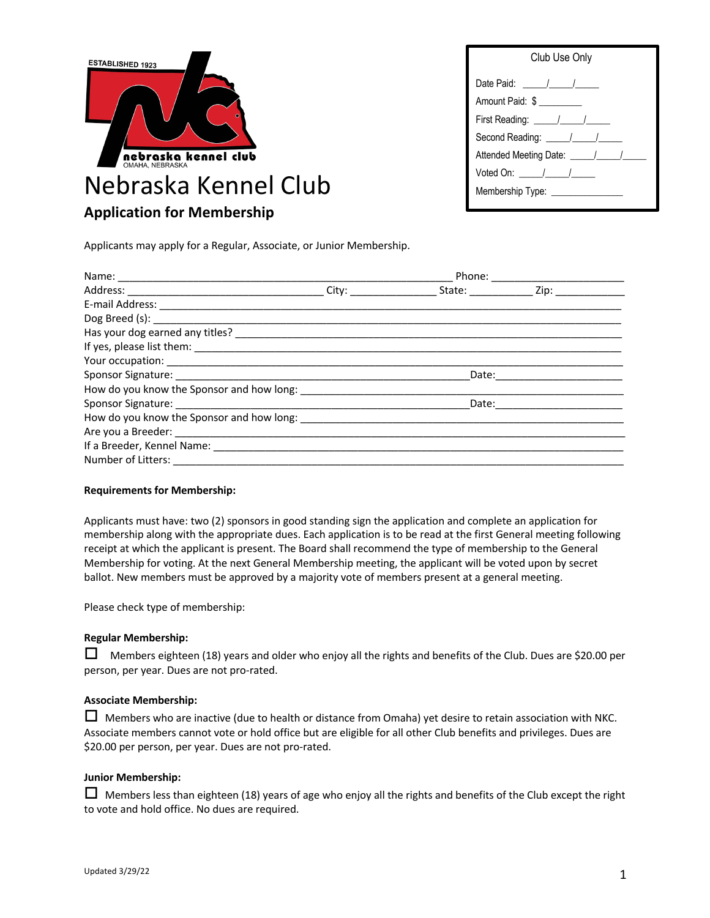ESTABLISHED 1923

nebraska kennel club
OMAHA, NEBRASKA

# Nebraska Kennel Club

## Application for Membership

| Club Use Only |
|---|
| Date Paid: \_\_\_\_/\_\_\_\_/\_\_\_\_ |
| Amount Paid: $ \_\_\_\_\_\_\_\_ |
| First Reading: \_\_\_\_/\_\_\_\_/\_\_\_\_ |
| Second Reading: \_\_\_\_/\_\_\_\_/\_\_\_\_ |
| Attended Meeting Date: \_\_\_\_/\_\_\_\_/\_\_\_\_ |
| Voted On: \_\_\_\_/\_\_\_\_/\_\_\_\_ |
| Membership Type: \_\_\_\_\_\_\_\_\_\_\_\_ |

Applicants may apply for a Regular, Associate, or Junior Membership.

Name: \_\_\_\_\_\_\_\_\_\_\_\_\_\_\_\_\_\_\_\_\_\_\_\_\_\_\_\_\_\_\_\_\_\_\_\_\_\_\_\_ Phone: \_\_\_\_\_\_\_\_\_\_\_\_\_\_\_\_\_\_\_\_

Address: \_\_\_\_\_\_\_\_\_\_\_\_\_\_\_\_\_\_\_\_\_\_\_\_\_\_ City: \_\_\_\_\_\_\_\_\_\_\_\_ State: \_\_\_\_\_\_\_\_\_ Zip: \_\_\_\_\_\_\_\_\_\_

E-mail Address: \_\_\_\_\_\_\_\_\_\_\_\_\_\_\_\_\_\_\_\_\_\_\_\_\_\_\_\_\_\_\_\_\_\_\_\_\_\_\_\_\_\_\_\_\_\_\_\_\_\_\_\_\_\_\_\_

Dog Breed (s): \_\_\_\_\_\_\_\_\_\_\_\_\_\_\_\_\_\_\_\_\_\_\_\_\_\_\_\_\_\_\_\_\_\_\_\_\_\_\_\_\_\_\_\_\_\_\_\_\_\_\_\_\_\_\_\_\_

Has your dog earned any titles? \_\_\_\_\_\_\_\_\_\_\_\_\_\_\_\_\_\_\_\_\_\_\_\_\_\_\_\_\_\_\_\_\_\_\_\_\_\_\_\_\_\_\_\_

If yes, please list them: \_\_\_\_\_\_\_\_\_\_\_\_\_\_\_\_\_\_\_\_\_\_\_\_\_\_\_\_\_\_\_\_\_\_\_\_\_\_\_\_\_\_\_\_\_\_\_\_\_

Your occupation: \_\_\_\_\_\_\_\_\_\_\_\_\_\_\_\_\_\_\_\_\_\_\_\_\_\_\_\_\_\_\_\_\_\_\_\_\_\_\_\_\_\_\_\_\_\_\_\_\_\_\_\_\_\_\_

Sponsor Signature: \_\_\_\_\_\_\_\_\_\_\_\_\_\_\_\_\_\_\_\_\_\_\_\_\_\_\_\_\_\_\_\_\_\_\_\_\_\_ Date: \_\_\_\_\_\_\_\_\_\_\_\_\_\_\_\_\_\_

How do you know the Sponsor and how long: \_\_\_\_\_\_\_\_\_\_\_\_\_\_\_\_\_\_\_\_\_\_\_\_\_\_\_\_\_\_\_\_\_\_\_\_\_\_

Sponsor Signature: \_\_\_\_\_\_\_\_\_\_\_\_\_\_\_\_\_\_\_\_\_\_\_\_\_\_\_\_\_\_\_\_\_\_\_\_\_\_ Date: \_\_\_\_\_\_\_\_\_\_\_\_\_\_\_\_\_\_

How do you know the Sponsor and how long: \_\_\_\_\_\_\_\_\_\_\_\_\_\_\_\_\_\_\_\_\_\_\_\_\_\_\_\_\_\_\_\_\_\_\_\_\_\_

Are you a Breeder: \_\_\_\_\_\_\_\_\_\_\_\_\_\_\_\_\_\_\_\_\_\_\_\_\_\_\_\_\_\_\_\_\_\_\_\_\_\_\_\_\_\_\_\_\_\_\_\_\_\_\_\_\_\_

If a Breeder, Kennel Name: \_\_\_\_\_\_\_\_\_\_\_\_\_\_\_\_\_\_\_\_\_\_\_\_\_\_\_\_\_\_\_\_\_\_\_\_\_\_\_\_\_\_\_\_\_\_\_\_

Number of Litters: \_\_\_\_\_\_\_\_\_\_\_\_\_\_\_\_\_\_\_\_\_\_\_\_\_\_\_\_\_\_\_\_\_\_\_\_\_\_\_\_\_\_\_\_\_\_\_\_\_\_\_\_\_\_

**Requirements for Membership:**

Applicants must have: two (2) sponsors in good standing sign the application and complete an application for membership along with the appropriate dues. Each application is to be read at the first General meeting following receipt at which the applicant is present. The Board shall recommend the type of membership to the General Membership for voting. At the next General Membership meeting, the applicant will be voted upon by secret ballot. New members must be approved by a majority vote of members present at a general meeting.

Please check type of membership:

**Regular Membership:**

☐ Members eighteen (18) years and older who enjoy all the rights and benefits of the Club. Dues are $20.00 per person, per year. Dues are not pro-rated.

**Associate Membership:**

☐ Members who are inactive (due to health or distance from Omaha) yet desire to retain association with NKC. Associate members cannot vote or hold office but are eligible for all other Club benefits and privileges. Dues are $20.00 per person, per year. Dues are not pro-rated.

**Junior Membership:**

☐ Members less than eighteen (18) years of age who enjoy all the rights and benefits of the Club except the right to vote and hold office. No dues are required.

Updated 3/29/22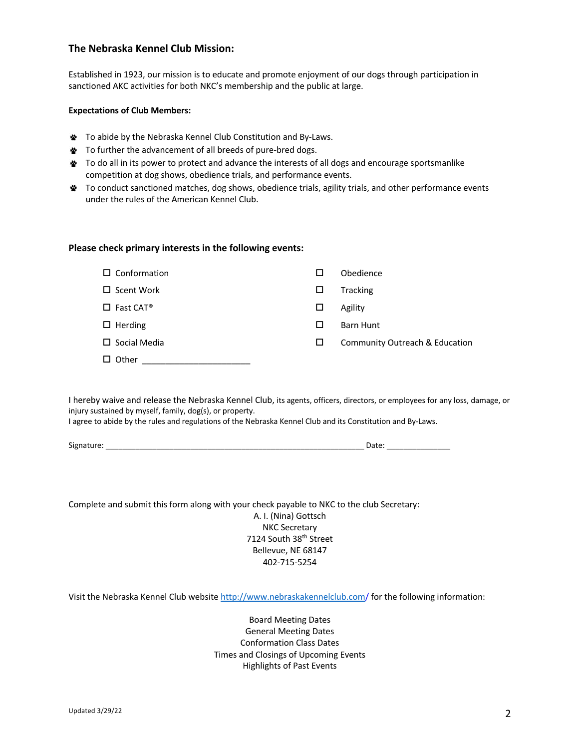## The Nebraska Kennel Club Mission:

Established in 1923, our mission is to educate and promote enjoyment of our dogs through participation in sanctioned AKC activities for both NKC's membership and the public at large.

**Expectations of Club Members:**

- To abide by the Nebraska Kennel Club Constitution and By-Laws.
- To further the advancement of all breeds of pure-bred dogs.
- To do all in its power to protect and advance the interests of all dogs and encourage sportsmanlike competition at dog shows, obedience trials, and performance events.
- To conduct sanctioned matches, dog shows, obedience trials, agility trials, and other performance events under the rules of the American Kennel Club.

### Please check primary interests in the following events:

- ☐ Conformation
- ☐ Scent Work
- ☐ Fast CAT®
- ☐ Herding
- ☐ Social Media
- ☐ Other ________________________
- ☐ Obedience
- ☐ Tracking
- ☐ Agility
- ☐ Barn Hunt
- ☐ Community Outreach & Education

I hereby waive and release the Nebraska Kennel Club, its agents, officers, directors, or employees for any loss, damage, or injury sustained by myself, family, dog(s), or property.
I agree to abide by the rules and regulations of the Nebraska Kennel Club and its Constitution and By-Laws.

Signature: ____________________________________________________________ Date: _______________

Complete and submit this form along with your check payable to NKC to the club Secretary:

A. I. (Nina) Gottsch
NKC Secretary
7124 South 38th Street
Bellevue, NE 68147
402-715-5254

Visit the Nebraska Kennel Club website http://www.nebraskakennelclub.com/ for the following information:

Board Meeting Dates
General Meeting Dates
Conformation Class Dates
Times and Closings of Upcoming Events
Highlights of Past Events

Updated 3/29/22